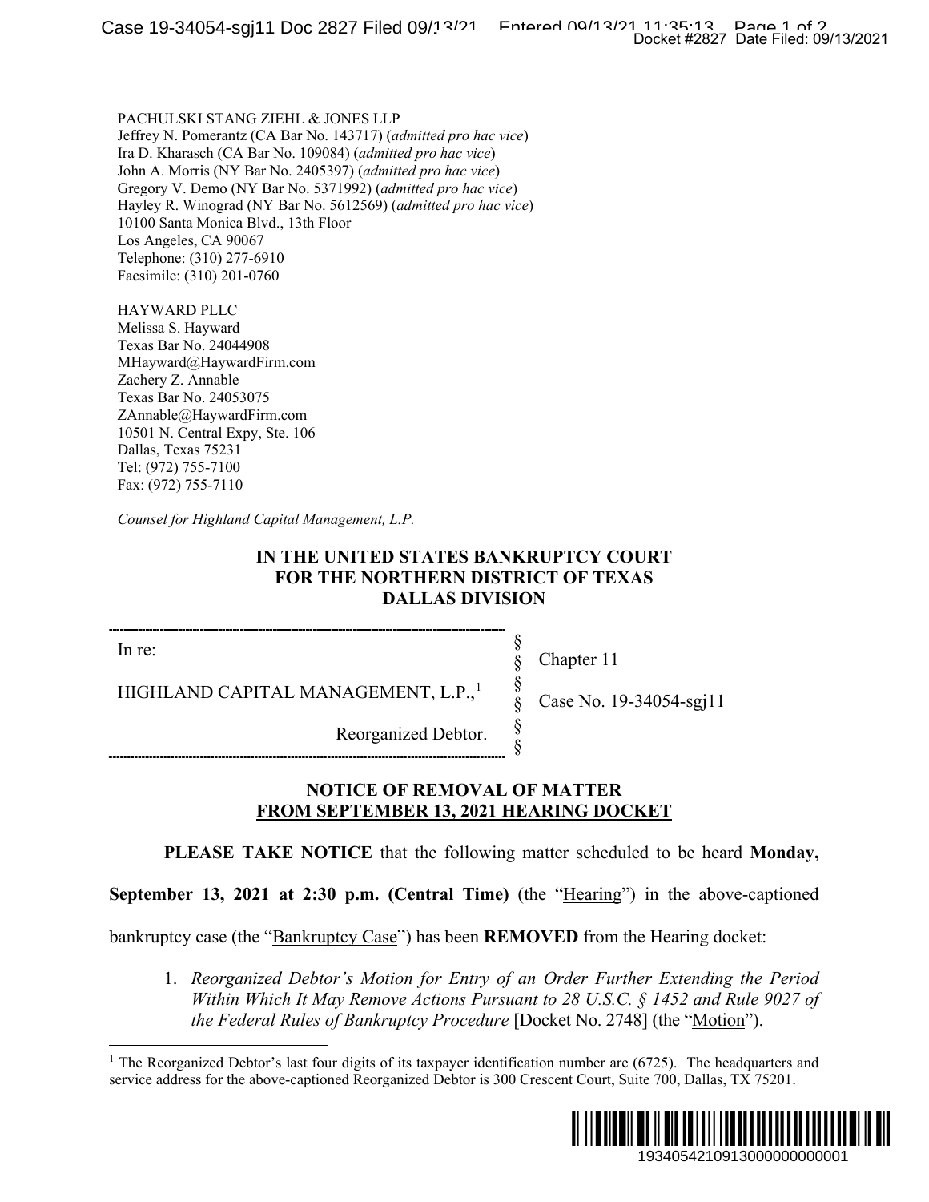PACHULSKI STANG ZIEHL & JONES LLP
Jeffrey N. Pomerantz (CA Bar No. 143717) (*admitted pro hac vice*)
Ira D. Kharasch (CA Bar No. 109084) (*admitted pro hac vice*)
John A. Morris (NY Bar No. 2405397) (*admitted pro hac vice*)
Gregory V. Demo (NY Bar No. 5371992) (*admitted pro hac vice*)
Hayley R. Winograd (NY Bar No. 5612569) (*admitted pro hac vice*)
10100 Santa Monica Blvd., 13th Floor
Los Angeles, CA 90067
Telephone: (310) 277-6910
Facsimile: (310) 201-0760

HAYWARD PLLC
Melissa S. Hayward
Texas Bar No. 24044908
MHayward@HaywardFirm.com
Zachery Z. Annable
Texas Bar No. 24053075
ZAnnable@HaywardFirm.com
10501 N. Central Expy, Ste. 106
Dallas, Texas 75231
Tel: (972) 755-7100
Fax: (972) 755-7110

*Counsel for Highland Capital Management, L.P.*

**IN THE UNITED STATES BANKRUPTCY COURT**
**FOR THE NORTHERN DISTRICT OF TEXAS**
**DALLAS DIVISION**

| | | |
|---|---|---|
| In re: | § | Chapter 11 |
| HIGHLAND CAPITAL MANAGEMENT, L.P.,[1] | § | Case No. 19-34054-sgj11 |
| Reorganized Debtor. | § | |

**NOTICE OF REMOVAL OF MATTER**
**FROM SEPTEMBER 13, 2021 HEARING DOCKET**

**PLEASE TAKE NOTICE** that the following matter scheduled to be heard **Monday, September 13, 2021 at 2:30 p.m. (Central Time)** (the "Hearing") in the above-captioned bankruptcy case (the "Bankruptcy Case") has been **REMOVED** from the Hearing docket:

1. *Reorganized Debtor's Motion for Entry of an Order Further Extending the Period Within Which It May Remove Actions Pursuant to 28 U.S.C. § 1452 and Rule 9027 of the Federal Rules of Bankruptcy Procedure* [Docket No. 2748] (the "Motion").

[1] The Reorganized Debtor's last four digits of its taxpayer identification number are (6725). The headquarters and service address for the above-captioned Reorganized Debtor is 300 Crescent Court, Suite 700, Dallas, TX 75201.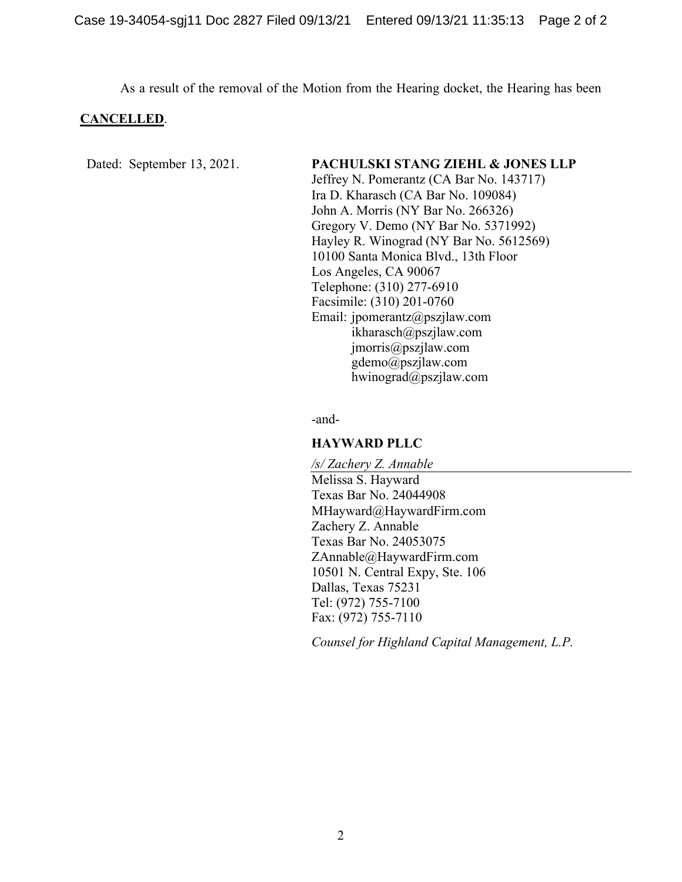As a result of the removal of the Motion from the Hearing docket, the Hearing has been

**CANCELLED**.

Dated: September 13, 2021.

**PACHULSKI STANG ZIEHL & JONES LLP**
Jeffrey N. Pomerantz (CA Bar No. 143717)
Ira D. Kharasch (CA Bar No. 109084)
John A. Morris (NY Bar No. 266326)
Gregory V. Demo (NY Bar No. 5371992)
Hayley R. Winograd (NY Bar No. 5612569)
10100 Santa Monica Blvd., 13th Floor
Los Angeles, CA 90067
Telephone: (310) 277-6910
Facsimile: (310) 201-0760
Email: jpomerantz@pszjlaw.com
ikharasch@pszjlaw.com
jmorris@pszjlaw.com
gdemo@pszjlaw.com
hwinograd@pszjlaw.com

-and-

**HAYWARD PLLC**

*/s/ Zachery Z. Annable*
Melissa S. Hayward
Texas Bar No. 24044908
MHayward@HaywardFirm.com
Zachery Z. Annable
Texas Bar No. 24053075
ZAnnable@HaywardFirm.com
10501 N. Central Expy, Ste. 106
Dallas, Texas 75231
Tel: (972) 755-7100
Fax: (972) 755-7110

*Counsel for Highland Capital Management, L.P.*